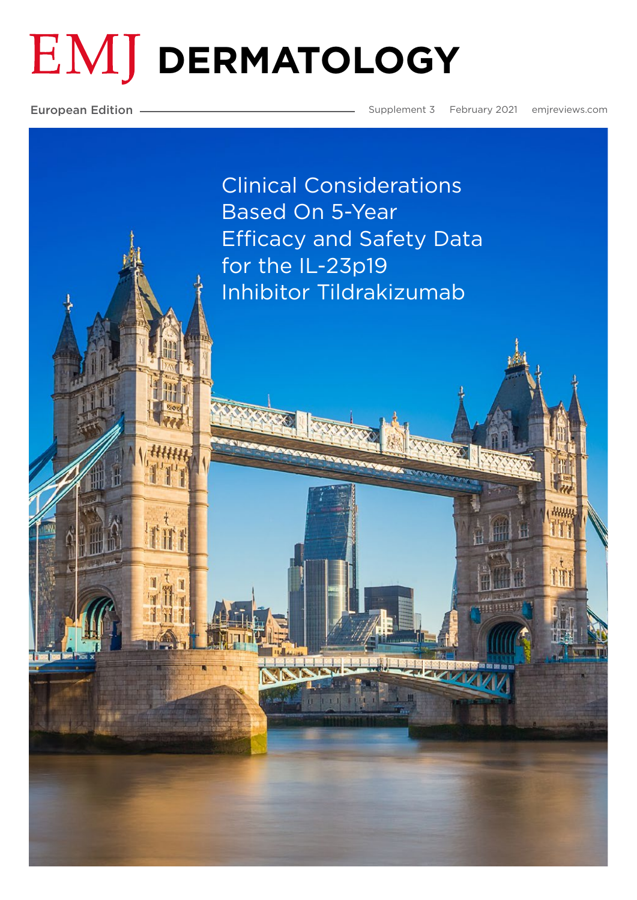# EMJ DERMATOLOGY

European Edition

Supplement 3 February 2021 emjreviews.com

## Clinical Considerations Based On 5-Year Efficacy and Safety Data for the IL-23p19 Inhibitor Tildrakizumab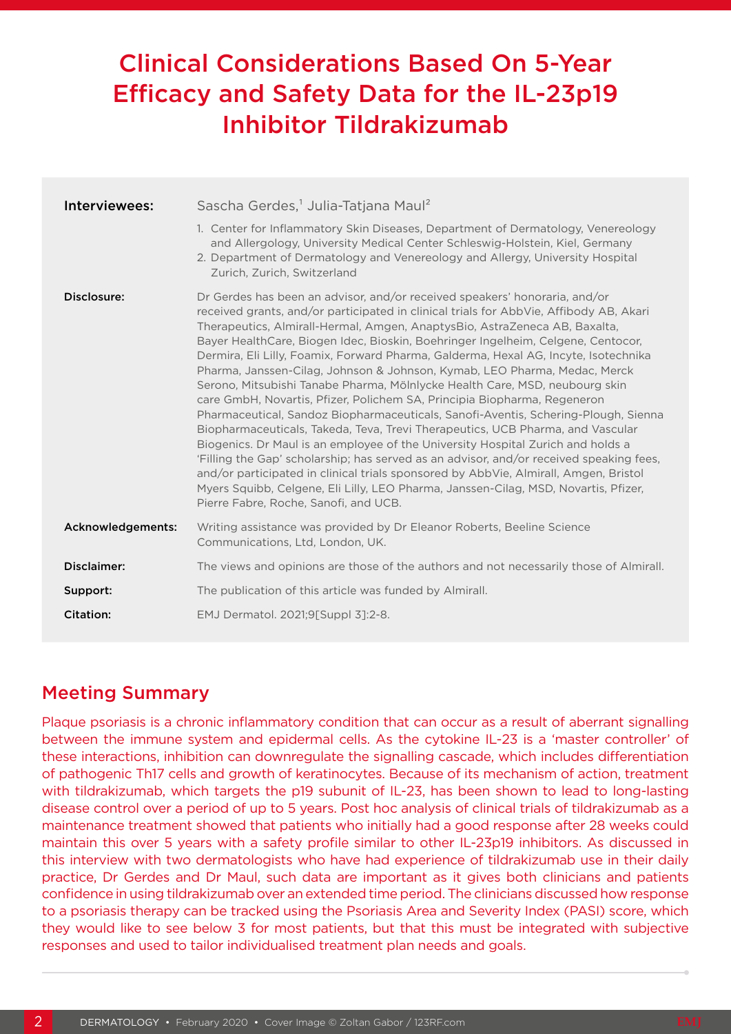# Clinical Considerations Based On 5-Year Efficacy and Safety Data for the IL-23p19 Inhibitor Tildrakizumab

**Interviewees:** Sascha Gerdes,[1] Julia-Tatjana Maul[2]

1. Center for Inflammatory Skin Diseases, Department of Dermatology, Venereology and Allergology, University Medical Center Schleswig-Holstein, Kiel, Germany
2. Department of Dermatology and Venereology and Allergy, University Hospital Zurich, Zurich, Switzerland

**Disclosure:** Dr Gerdes has been an advisor, and/or received speakers' honoraria, and/or received grants, and/or participated in clinical trials for AbbVie, Affibody AB, Akari Therapeutics, Almirall-Hermal, Amgen, AnaptysBio, AstraZeneca AB, Baxalta, Bayer HealthCare, Biogen Idec, Bioskin, Boehringer Ingelheim, Celgene, Centocor, Dermira, Eli Lilly, Foamix, Forward Pharma, Galderma, Hexal AG, Incyte, Isotechnika Pharma, Janssen-Cilag, Johnson & Johnson, Kymab, LEO Pharma, Medac, Merck Serono, Mitsubishi Tanabe Pharma, Mölnlycke Health Care, MSD, neubourg skin care GmbH, Novartis, Pfizer, Polichem SA, Principia Biopharma, Regeneron Pharmaceutical, Sandoz Biopharmaceuticals, Sanofi-Aventis, Schering-Plough, Sienna Biopharmaceuticals, Takeda, Teva, Trevi Therapeutics, UCB Pharma, and Vascular Biogenics. Dr Maul is an employee of the University Hospital Zurich and holds a 'Filling the Gap' scholarship; has served as an advisor, and/or received speaking fees, and/or participated in clinical trials sponsored by AbbVie, Almirall, Amgen, Bristol Myers Squibb, Celgene, Eli Lilly, LEO Pharma, Janssen-Cilag, MSD, Novartis, Pfizer, Pierre Fabre, Roche, Sanofi, and UCB.

**Acknowledgements:** Writing assistance was provided by Dr Eleanor Roberts, Beeline Science Communications, Ltd, London, UK.

**Disclaimer:** The views and opinions are those of the authors and not necessarily those of Almirall.

**Support:** The publication of this article was funded by Almirall.

**Citation:** EMJ Dermatol. 2021;9[Suppl 3]:2-8.

## Meeting Summary

Plaque psoriasis is a chronic inflammatory condition that can occur as a result of aberrant signalling between the immune system and epidermal cells. As the cytokine IL-23 is a 'master controller' of these interactions, inhibition can downregulate the signalling cascade, which includes differentiation of pathogenic Th17 cells and growth of keratinocytes. Because of its mechanism of action, treatment with tildrakizumab, which targets the p19 subunit of IL-23, has been shown to lead to long-lasting disease control over a period of up to 5 years. Post hoc analysis of clinical trials of tildrakizumab as a maintenance treatment showed that patients who initially had a good response after 28 weeks could maintain this over 5 years with a safety profile similar to other IL-23p19 inhibitors. As discussed in this interview with two dermatologists who have had experience of tildrakizumab use in their daily practice, Dr Gerdes and Dr Maul, such data are important as it gives both clinicians and patients confidence in using tildrakizumab over an extended time period. The clinicians discussed how response to a psoriasis therapy can be tracked using the Psoriasis Area and Severity Index (PASI) score, which they would like to see below 3 for most patients, but that this must be integrated with subjective responses and used to tailor individualised treatment plan needs and goals.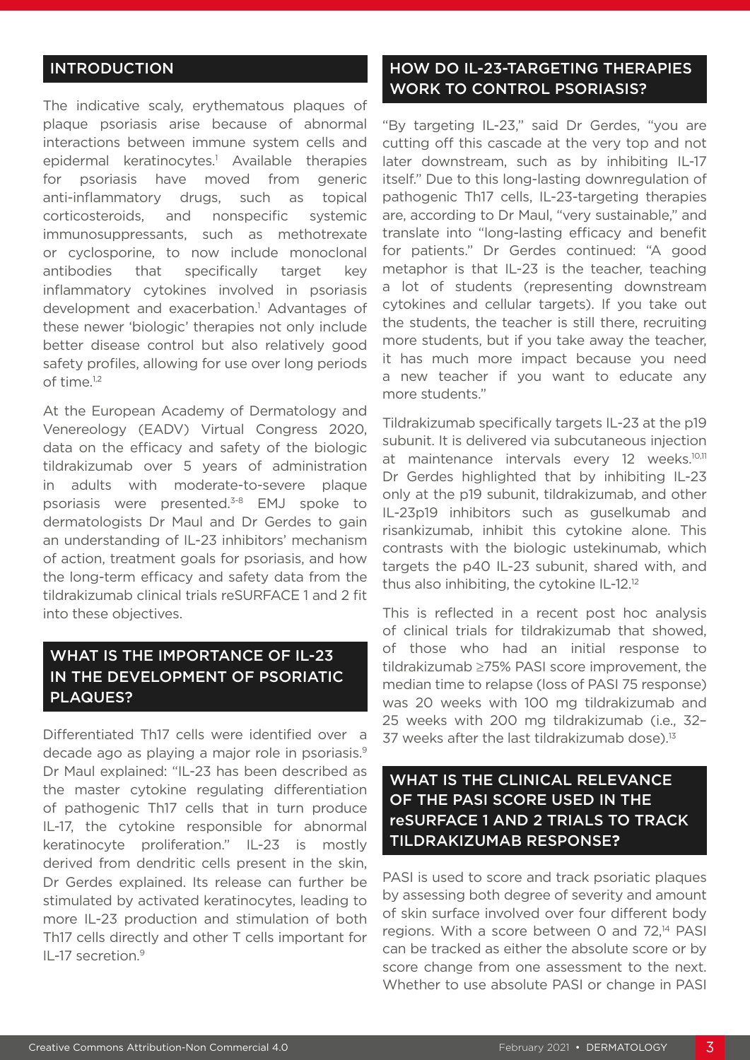## INTRODUCTION

The indicative scaly, erythematous plaques of plaque psoriasis arise because of abnormal interactions between immune system cells and epidermal keratinocytes.[1] Available therapies for psoriasis have moved from generic anti-inflammatory drugs, such as topical corticosteroids, and nonspecific systemic immunosuppressants, such as methotrexate or cyclosporine, to now include monoclonal antibodies that specifically target key inflammatory cytokines involved in psoriasis development and exacerbation.[1] Advantages of these newer 'biologic' therapies not only include better disease control but also relatively good safety profiles, allowing for use over long periods of time.[1,2]

At the European Academy of Dermatology and Venereology (EADV) Virtual Congress 2020, data on the efficacy and safety of the biologic tildrakizumab over 5 years of administration in adults with moderate-to-severe plaque psoriasis were presented.[3-8] EMJ spoke to dermatologists Dr Maul and Dr Gerdes to gain an understanding of IL-23 inhibitors' mechanism of action, treatment goals for psoriasis, and how the long-term efficacy and safety data from the tildrakizumab clinical trials reSURFACE 1 and 2 fit into these objectives.

## WHAT IS THE IMPORTANCE OF IL-23 IN THE DEVELOPMENT OF PSORIATIC PLAQUES?

Differentiated Th17 cells were identified over a decade ago as playing a major role in psoriasis.[9] Dr Maul explained: "IL-23 has been described as the master cytokine regulating differentiation of pathogenic Th17 cells that in turn produce IL-17, the cytokine responsible for abnormal keratinocyte proliferation." IL-23 is mostly derived from dendritic cells present in the skin, Dr Gerdes explained. Its release can further be stimulated by activated keratinocytes, leading to more IL-23 production and stimulation of both Th17 cells directly and other T cells important for IL-17 secretion.[9]

## HOW DO IL-23-TARGETING THERAPIES WORK TO CONTROL PSORIASIS?

"By targeting IL-23," said Dr Gerdes, "you are cutting off this cascade at the very top and not later downstream, such as by inhibiting IL-17 itself." Due to this long-lasting downregulation of pathogenic Th17 cells, IL-23-targeting therapies are, according to Dr Maul, "very sustainable," and translate into "long-lasting efficacy and benefit for patients." Dr Gerdes continued: "A good metaphor is that IL-23 is the teacher, teaching a lot of students (representing downstream cytokines and cellular targets). If you take out the students, the teacher is still there, recruiting more students, but if you take away the teacher, it has much more impact because you need a new teacher if you want to educate any more students."

Tildrakizumab specifically targets IL-23 at the p19 subunit. It is delivered via subcutaneous injection at maintenance intervals every 12 weeks.[10,11] Dr Gerdes highlighted that by inhibiting IL-23 only at the p19 subunit, tildrakizumab, and other IL-23p19 inhibitors such as guselkumab and risankizumab, inhibit this cytokine alone. This contrasts with the biologic ustekinumab, which targets the p40 IL-23 subunit, shared with, and thus also inhibiting, the cytokine IL-12.[12]

This is reflected in a recent post hoc analysis of clinical trials for tildrakizumab that showed, of those who had an initial response to tildrakizumab ≥75% PASI score improvement, the median time to relapse (loss of PASI 75 response) was 20 weeks with 100 mg tildrakizumab and 25 weeks with 200 mg tildrakizumab (i.e., 32–37 weeks after the last tildrakizumab dose).[13]

## WHAT IS THE CLINICAL RELEVANCE OF THE PASI SCORE USED IN THE reSURFACE 1 AND 2 TRIALS TO TRACK TILDRAKIZUMAB RESPONSE?

PASI is used to score and track psoriatic plaques by assessing both degree of severity and amount of skin surface involved over four different body regions. With a score between 0 and 72,[14] PASI can be tracked as either the absolute score or by score change from one assessment to the next. Whether to use absolute PASI or change in PASI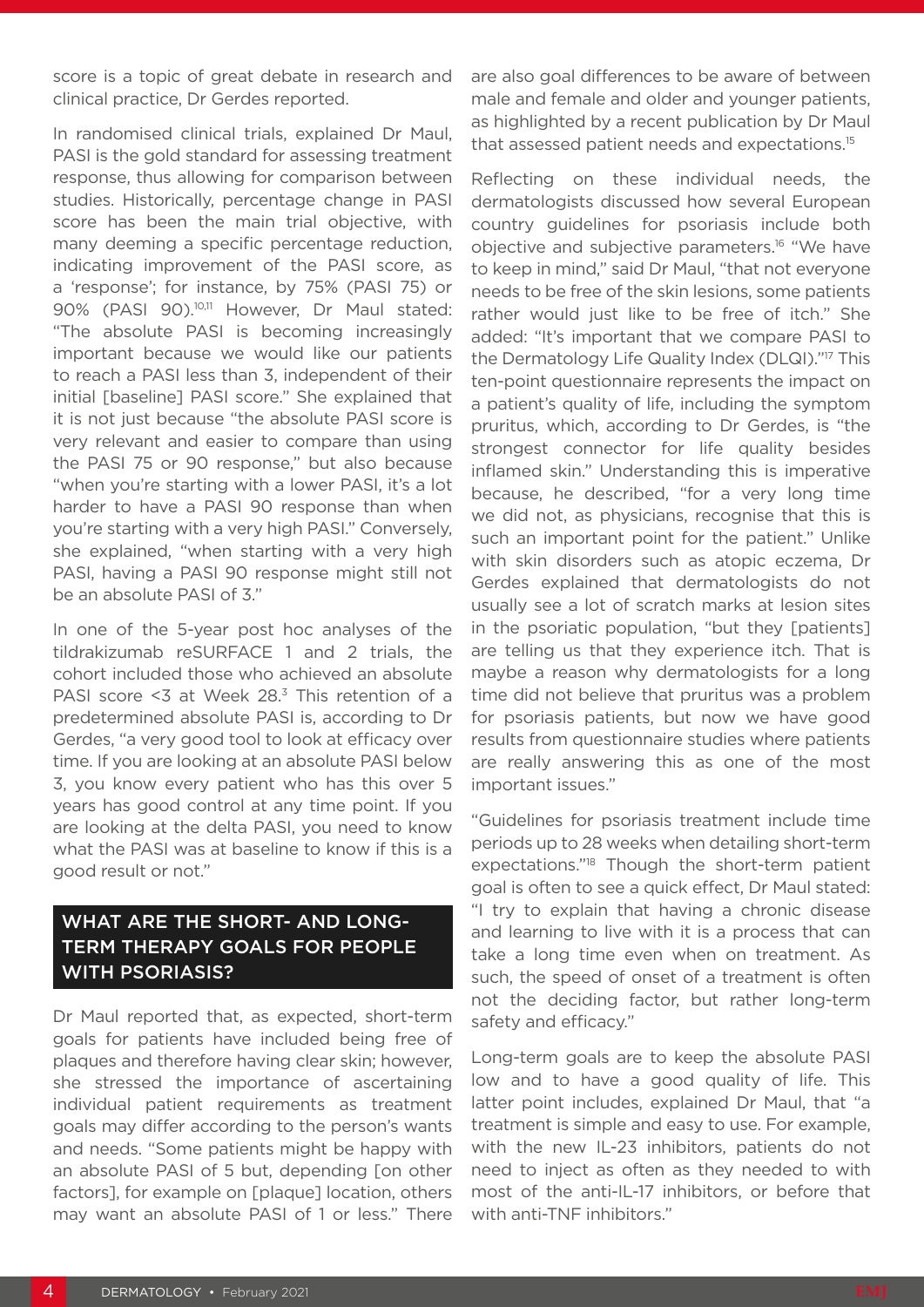score is a topic of great debate in research and clinical practice, Dr Gerdes reported.

In randomised clinical trials, explained Dr Maul, PASI is the gold standard for assessing treatment response, thus allowing for comparison between studies. Historically, percentage change in PASI score has been the main trial objective, with many deeming a specific percentage reduction, indicating improvement of the PASI score, as a 'response'; for instance, by 75% (PASI 75) or 90% (PASI 90).[10,11] However, Dr Maul stated: "The absolute PASI is becoming increasingly important because we would like our patients to reach a PASI less than 3, independent of their initial [baseline] PASI score." She explained that it is not just because "the absolute PASI score is very relevant and easier to compare than using the PASI 75 or 90 response," but also because "when you're starting with a lower PASI, it's a lot harder to have a PASI 90 response than when you're starting with a very high PASI." Conversely, she explained, "when starting with a very high PASI, having a PASI 90 response might still not be an absolute PASI of 3."

In one of the 5-year post hoc analyses of the tildrakizumab reSURFACE 1 and 2 trials, the cohort included those who achieved an absolute PASI score <3 at Week 28.[3] This retention of a predetermined absolute PASI is, according to Dr Gerdes, "a very good tool to look at efficacy over time. If you are looking at an absolute PASI below 3, you know every patient who has this over 5 years has good control at any time point. If you are looking at the delta PASI, you need to know what the PASI was at baseline to know if this is a good result or not."

## WHAT ARE THE SHORT- AND LONG-TERM THERAPY GOALS FOR PEOPLE WITH PSORIASIS?

Dr Maul reported that, as expected, short-term goals for patients have included being free of plaques and therefore having clear skin; however, she stressed the importance of ascertaining individual patient requirements as treatment goals may differ according to the person's wants and needs. "Some patients might be happy with an absolute PASI of 5 but, depending [on other factors], for example on [plaque] location, others may want an absolute PASI of 1 or less." There are also goal differences to be aware of between male and female and older and younger patients, as highlighted by a recent publication by Dr Maul that assessed patient needs and expectations.[15]

Reflecting on these individual needs, the dermatologists discussed how several European country guidelines for psoriasis include both objective and subjective parameters.[16] "We have to keep in mind," said Dr Maul, "that not everyone needs to be free of the skin lesions, some patients rather would just like to be free of itch." She added: "It's important that we compare PASI to the Dermatology Life Quality Index (DLQI)."[17] This ten-point questionnaire represents the impact on a patient's quality of life, including the symptom pruritus, which, according to Dr Gerdes, is "the strongest connector for life quality besides inflamed skin." Understanding this is imperative because, he described, "for a very long time we did not, as physicians, recognise that this is such an important point for the patient." Unlike with skin disorders such as atopic eczema, Dr Gerdes explained that dermatologists do not usually see a lot of scratch marks at lesion sites in the psoriatic population, "but they [patients] are telling us that they experience itch. That is maybe a reason why dermatologists for a long time did not believe that pruritus was a problem for psoriasis patients, but now we have good results from questionnaire studies where patients are really answering this as one of the most important issues."

"Guidelines for psoriasis treatment include time periods up to 28 weeks when detailing short-term expectations."[18] Though the short-term patient goal is often to see a quick effect, Dr Maul stated: "I try to explain that having a chronic disease and learning to live with it is a process that can take a long time even when on treatment. As such, the speed of onset of a treatment is often not the deciding factor, but rather long-term safety and efficacy."

Long-term goals are to keep the absolute PASI low and to have a good quality of life. This latter point includes, explained Dr Maul, that "a treatment is simple and easy to use. For example, with the new IL-23 inhibitors, patients do not need to inject as often as they needed to with most of the anti-IL-17 inhibitors, or before that with anti-TNF inhibitors."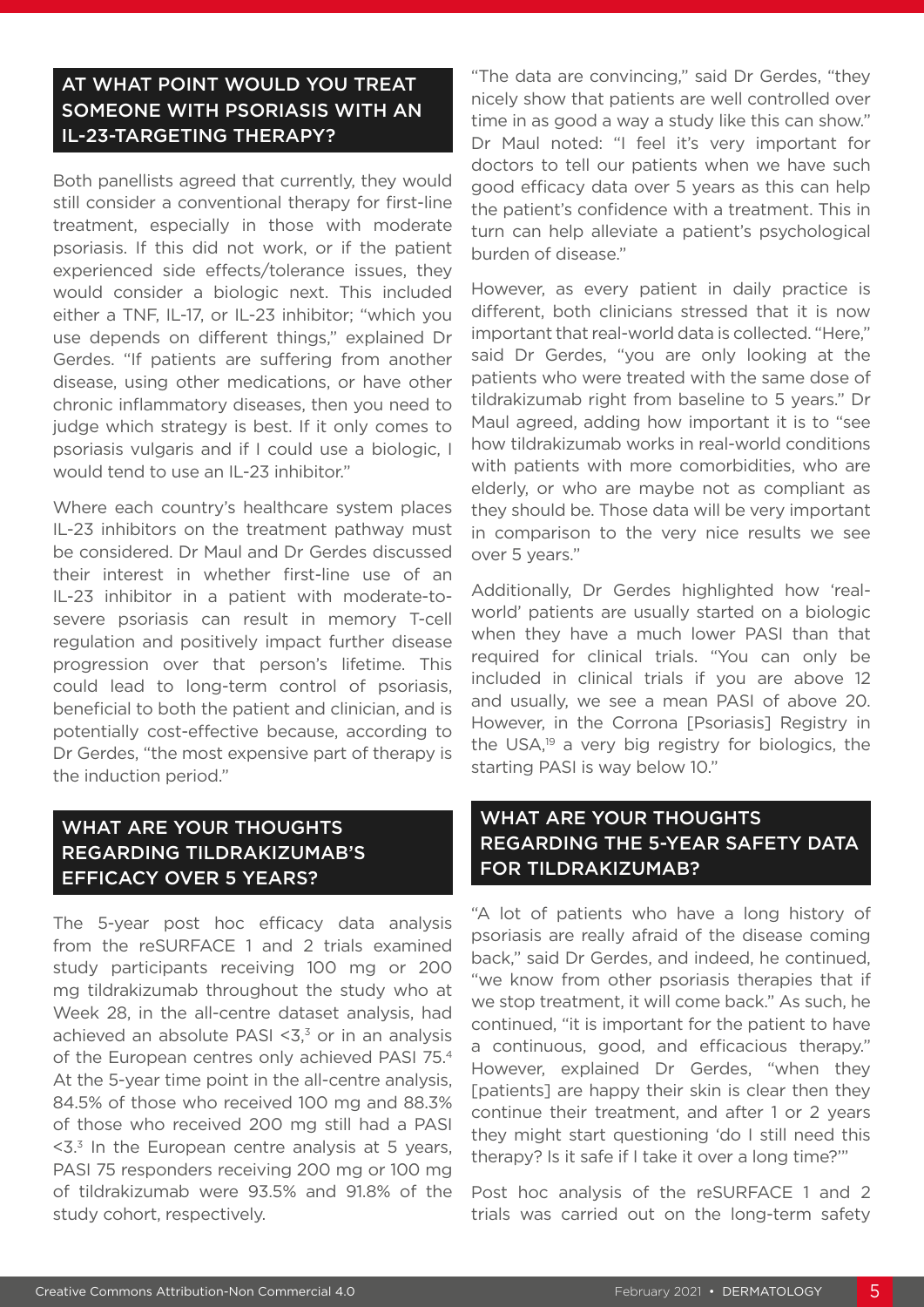## AT WHAT POINT WOULD YOU TREAT SOMEONE WITH PSORIASIS WITH AN IL-23-TARGETING THERAPY?

Both panellists agreed that currently, they would still consider a conventional therapy for first-line treatment, especially in those with moderate psoriasis. If this did not work, or if the patient experienced side effects/tolerance issues, they would consider a biologic next. This included either a TNF, IL-17, or IL-23 inhibitor; "which you use depends on different things," explained Dr Gerdes. "If patients are suffering from another disease, using other medications, or have other chronic inflammatory diseases, then you need to judge which strategy is best. If it only comes to psoriasis vulgaris and if I could use a biologic, I would tend to use an IL-23 inhibitor."

Where each country's healthcare system places IL-23 inhibitors on the treatment pathway must be considered. Dr Maul and Dr Gerdes discussed their interest in whether first-line use of an IL-23 inhibitor in a patient with moderate-to-severe psoriasis can result in memory T-cell regulation and positively impact further disease progression over that person's lifetime. This could lead to long-term control of psoriasis, beneficial to both the patient and clinician, and is potentially cost-effective because, according to Dr Gerdes, "the most expensive part of therapy is the induction period."

## WHAT ARE YOUR THOUGHTS REGARDING TILDRAKIZUMAB'S EFFICACY OVER 5 YEARS?

The 5-year post hoc efficacy data analysis from the reSURFACE 1 and 2 trials examined study participants receiving 100 mg or 200 mg tildrakizumab throughout the study who at Week 28, in the all-centre dataset analysis, had achieved an absolute PASI <3,[3] or in an analysis of the European centres only achieved PASI 75.[4] At the 5-year time point in the all-centre analysis, 84.5% of those who received 100 mg and 88.3% of those who received 200 mg still had a PASI <3.[3] In the European centre analysis at 5 years, PASI 75 responders receiving 200 mg or 100 mg of tildrakizumab were 93.5% and 91.8% of the study cohort, respectively.

"The data are convincing," said Dr Gerdes, "they nicely show that patients are well controlled over time in as good a way as a study like this can show." Dr Maul noted: "I feel it's very important for doctors to tell our patients when we have such good efficacy data over 5 years as this can help the patient's confidence with a treatment. This in turn can help alleviate a patient's psychological burden of disease."

However, as every patient in daily practice is different, both clinicians stressed that it is now important that real-world data is collected. "Here," said Dr Gerdes, "you are only looking at the patients who were treated with the same dose of tildrakizumab right from baseline to 5 years." Dr Maul agreed, adding how important it is to "see how tildrakizumab works in real-world conditions with patients with more comorbidities, who are elderly, or who are maybe not as compliant as they should be. Those data will be very important in comparison to the very nice results we see over 5 years."

Additionally, Dr Gerdes highlighted how 'real-world' patients are usually started on a biologic when they have a much lower PASI than that required for clinical trials. "You can only be included in clinical trials if you are above 12 and usually, we see a mean PASI of above 20. However, in the Corrona [Psoriasis] Registry in the USA,[19] a very big registry for biologics, the starting PASI is way below 10."

## WHAT ARE YOUR THOUGHTS REGARDING THE 5-YEAR SAFETY DATA FOR TILDRAKIZUMAB?

"A lot of patients who have a long history of psoriasis are really afraid of the disease coming back," said Dr Gerdes, and indeed, he continued, "we know from other psoriasis therapies that if we stop treatment, it will come back." As such, he continued, "it is important for the patient to have a continuous, good, and efficacious therapy." However, explained Dr Gerdes, "when they [patients] are happy their skin is clear then they continue their treatment, and after 1 or 2 years they might start questioning 'do I still need this therapy? Is it safe if I take it over a long time?'"

Post hoc analysis of the reSURFACE 1 and 2 trials was carried out on the long-term safety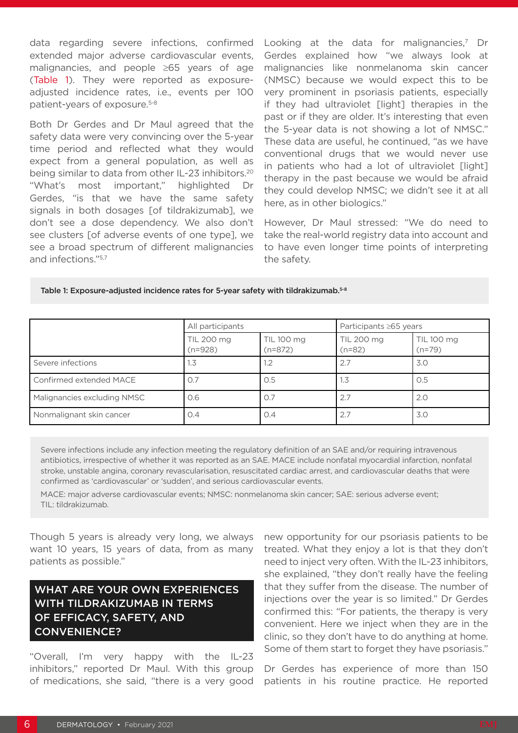data regarding severe infections, confirmed extended major adverse cardiovascular events, malignancies, and people ≥65 years of age (Table 1). They were reported as exposure-adjusted incidence rates, i.e., events per 100 patient-years of exposure.[5-8]

Both Dr Gerdes and Dr Maul agreed that the safety data were very convincing over the 5-year time period and reflected what they would expect from a general population, as well as being similar to data from other IL-23 inhibitors.[20] "What's most important," highlighted Dr Gerdes, "is that we have the same safety signals in both dosages [of tildrakizumab], we don't see a dose dependency. We also don't see clusters [of adverse events of one type], we see a broad spectrum of different malignancies and infections."[5,7]

Looking at the data for malignancies,[7] Dr Gerdes explained how "we always look at malignancies like nonmelanoma skin cancer (NMSC) because we would expect this to be very prominent in psoriasis patients, especially if they had ultraviolet [light] therapies in the past or if they are older. It's interesting that even the 5-year data is not showing a lot of NMSC." These data are useful, he continued, "as we have conventional drugs that we would never use in patients who had a lot of ultraviolet [light] therapy in the past because we would be afraid they could develop NMSC; we didn't see it at all here, as in other biologics."

However, Dr Maul stressed: "We do need to take the real-world registry data into account and to have even longer time points of interpreting the safety. Though 5 years is already very long, we always want 10 years, 15 years of data, from as many patients as possible."

Table 1: Exposure-adjusted incidence rates for 5-year safety with tildrakizumab.[5-8]

| | All participants | | Participants ≥65 years | |
|---|---|---|---|---|
| | TIL 200 mg (n=928) | TIL 100 mg (n=872) | TIL 200 mg (n=82) | TIL 100 mg (n=79) |
| Severe infections | 1.3 | 1.2 | 2.7 | 3.0 |
| Confirmed extended MACE | 0.7 | 0.5 | 1.3 | 0.5 |
| Malignancies excluding NMSC | 0.6 | 0.7 | 2.7 | 2.0 |
| Nonmalignant skin cancer | 0.4 | 0.4 | 2.7 | 3.0 |

Severe infections include any infection meeting the regulatory definition of an SAE and/or requiring intravenous antibiotics, irrespective of whether it was reported as an SAE. MACE include nonfatal myocardial infarction, nonfatal stroke, unstable angina, coronary revascularisation, resuscitated cardiac arrest, and cardiovascular deaths that were confirmed as 'cardiovascular' or 'sudden', and serious cardiovascular events.

MACE: major adverse cardiovascular events; NMSC: nonmelanoma skin cancer; SAE: serious adverse event; TIL: tildrakizumab.

## WHAT ARE YOUR OWN EXPERIENCES WITH TILDRAKIZUMAB IN TERMS OF EFFICACY, SAFETY, AND CONVENIENCE?

"Overall, I'm very happy with the IL-23 inhibitors," reported Dr Maul. With this group of medications, she said, "there is a very good new opportunity for our psoriasis patients to be treated. What they enjoy a lot is that they don't need to inject very often. With the IL-23 inhibitors, she explained, "they don't really have the feeling that they suffer from the disease. The number of injections over the year is so limited." Dr Gerdes confirmed this: "For patients, the therapy is very convenient. Here we inject when they are in the clinic, so they don't have to do anything at home. Some of them start to forget they have psoriasis."

Dr Gerdes has experience of more than 150 patients in his routine practice. He reported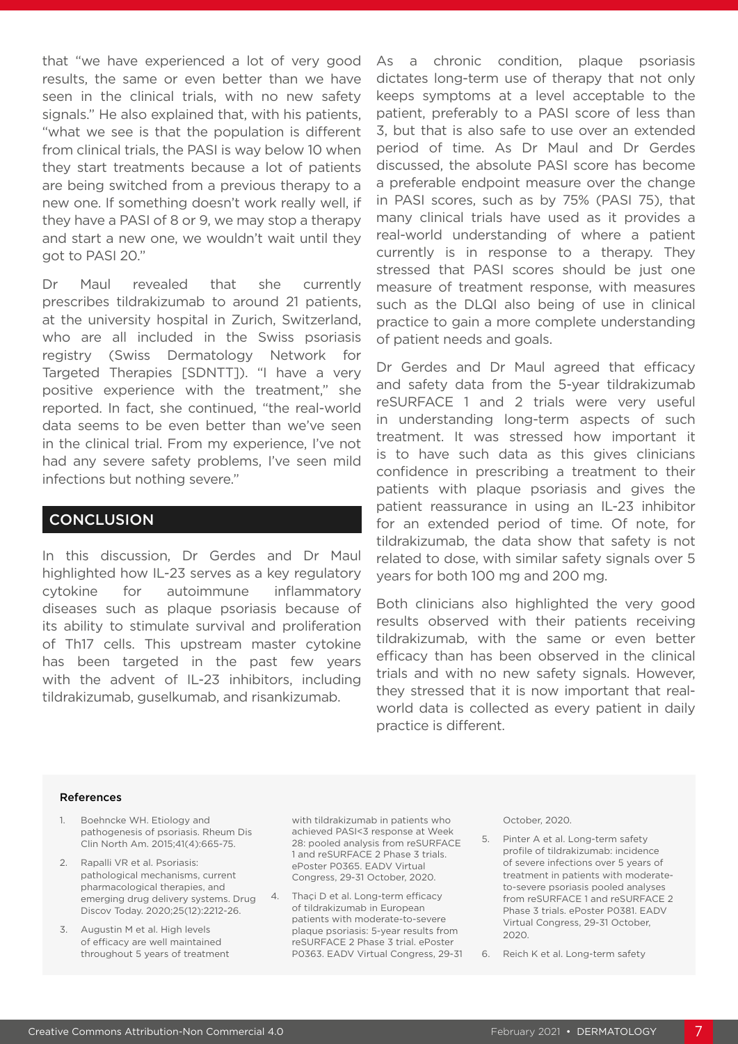that "we have experienced a lot of very good results, the same or even better than we have seen in the clinical trials, with no new safety signals." He also explained that, with his patients, "what we see is that the population is different from clinical trials, the PASI is way below 10 when they start treatments because a lot of patients are being switched from a previous therapy to a new one. If something doesn't work really well, if they have a PASI of 8 or 9, we may stop a therapy and start a new one, we wouldn't wait until they got to PASI 20."

Dr Maul revealed that she currently prescribes tildrakizumab to around 21 patients, at the university hospital in Zurich, Switzerland, who are all included in the Swiss psoriasis registry (Swiss Dermatology Network for Targeted Therapies [SDNTT]). "I have a very positive experience with the treatment," she reported. In fact, she continued, "the real-world data seems to be even better than we've seen in the clinical trial. From my experience, I've not had any severe safety problems, I've seen mild infections but nothing severe."

## CONCLUSION

In this discussion, Dr Gerdes and Dr Maul highlighted how IL-23 serves as a key regulatory cytokine for autoimmune inflammatory diseases such as plaque psoriasis because of its ability to stimulate survival and proliferation of Th17 cells. This upstream master cytokine has been targeted in the past few years with the advent of IL-23 inhibitors, including tildrakizumab, guselkumab, and risankizumab.

As a chronic condition, plaque psoriasis dictates long-term use of therapy that not only keeps symptoms at a level acceptable to the patient, preferably to a PASI score of less than 3, but that is also safe to use over an extended period of time. As Dr Maul and Dr Gerdes discussed, the absolute PASI score has become a preferable endpoint measure over the change in PASI scores, such as by 75% (PASI 75), that many clinical trials have used as it provides a real-world understanding of where a patient currently is in response to a therapy. They stressed that PASI scores should be just one measure of treatment response, with measures such as the DLQI also being of use in clinical practice to gain a more complete understanding of patient needs and goals.

Dr Gerdes and Dr Maul agreed that efficacy and safety data from the 5-year tildrakizumab reSURFACE 1 and 2 trials were very useful in understanding long-term aspects of such treatment. It was stressed how important it is to have such data as this gives clinicians confidence in prescribing a treatment to their patients with plaque psoriasis and gives the patient reassurance in using an IL-23 inhibitor for an extended period of time. Of note, for tildrakizumab, the data show that safety is not related to dose, with similar safety signals over 5 years for both 100 mg and 200 mg.

Both clinicians also highlighted the very good results observed with their patients receiving tildrakizumab, with the same or even better efficacy than has been observed in the clinical trials and with no new safety signals. However, they stressed that it is now important that real-world data is collected as every patient in daily practice is different.

### References

1. Boehncke WH. Etiology and pathogenesis of psoriasis. Rheum Dis Clin North Am. 2015;41(4):665-75.
2. Rapalli VR et al. Psoriasis: pathological mechanisms, current pharmacological therapies, and emerging drug delivery systems. Drug Discov Today. 2020;25(12):2212-26.
3. Augustin M et al. High levels of efficacy are well maintained throughout 5 years of treatment with tildrakizumab in patients who achieved PASI<3 response at Week 28: pooled analysis from reSURFACE 1 and reSURFACE 2 Phase 3 trials. ePoster P0365. EADV Virtual Congress, 29-31 October, 2020.
4. Thaçi D et al. Long-term efficacy of tildrakizumab in European patients with moderate-to-severe plaque psoriasis: 5-year results from reSURFACE 2 Phase 3 trial. ePoster P0363. EADV Virtual Congress, 29-31 October, 2020.
5. Pinter A et al. Long-term safety profile of tildrakizumab: incidence of severe infections over 5 years of treatment in patients with moderate-to-severe psoriasis pooled analyses from reSURFACE 1 and reSURFACE 2 Phase 3 trials. ePoster P0381. EADV Virtual Congress, 29-31 October, 2020.
6. Reich K et al. Long-term safety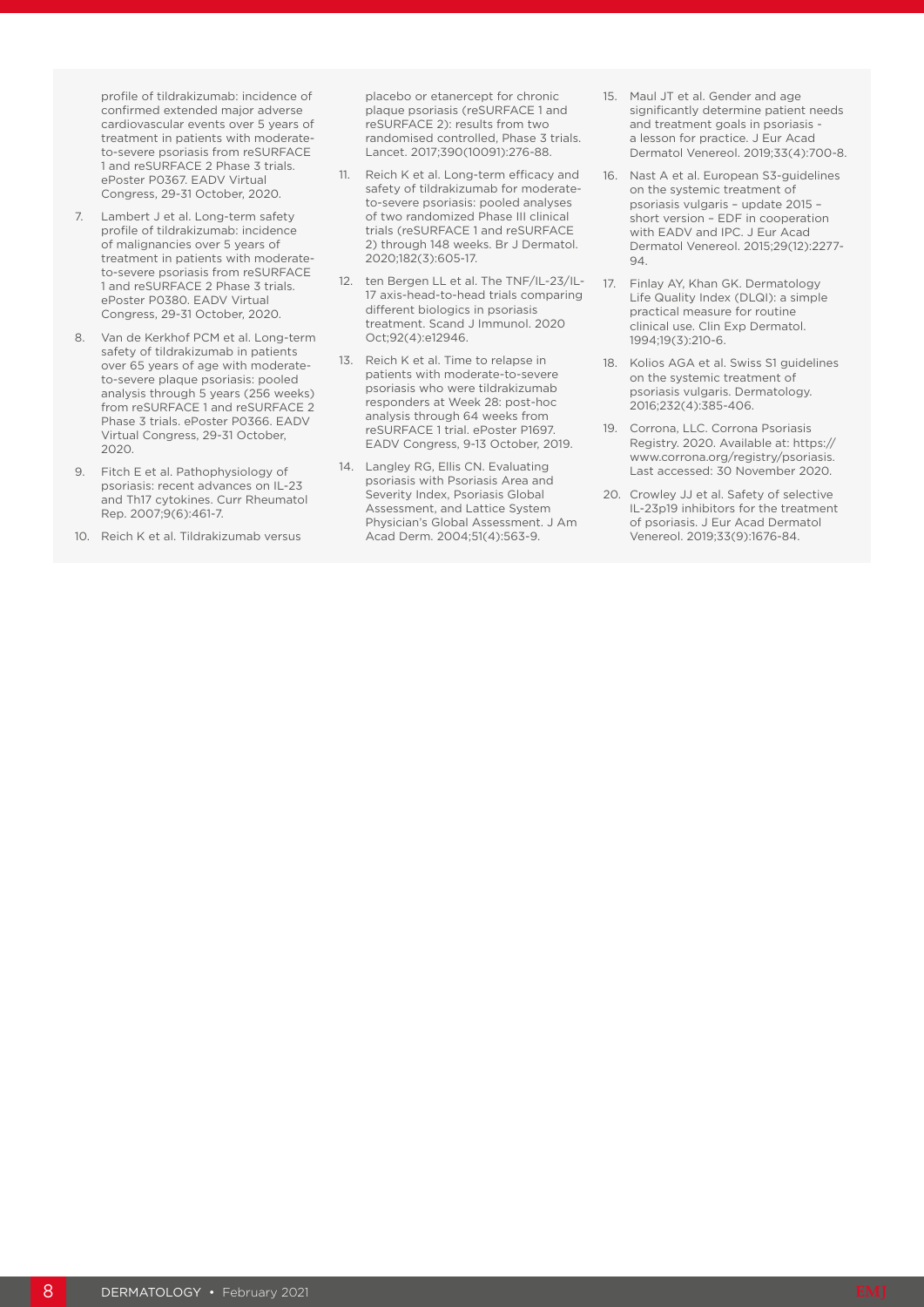profile of tildrakizumab: incidence of confirmed extended major adverse cardiovascular events over 5 years of treatment in patients with moderate-to-severe psoriasis from reSURFACE 1 and reSURFACE 2 Phase 3 trials. ePoster P0367. EADV Virtual Congress, 29-31 October, 2020.

7. Lambert J et al. Long-term safety profile of tildrakizumab: incidence of malignancies over 5 years of treatment in patients with moderate-to-severe psoriasis from reSURFACE 1 and reSURFACE 2 Phase 3 trials. ePoster P0380. EADV Virtual Congress, 29-31 October, 2020.
8. Van de Kerkhof PCM et al. Long-term safety of tildrakizumab in patients over 65 years of age with moderate-to-severe plaque psoriasis: pooled analysis through 5 years (256 weeks) from reSURFACE 1 and reSURFACE 2 Phase 3 trials. ePoster P0366. EADV Virtual Congress, 29-31 October, 2020.
9. Fitch E et al. Pathophysiology of psoriasis: recent advances on IL-23 and Th17 cytokines. Curr Rheumatol Rep. 2007;9(6):461-7.
10. Reich K et al. Tildrakizumab versus placebo or etanercept for chronic plaque psoriasis (reSURFACE 1 and reSURFACE 2): results from two randomised controlled, Phase 3 trials. Lancet. 2017;390(10091):276-88.
11. Reich K et al. Long-term efficacy and safety of tildrakizumab for moderate-to-severe psoriasis: pooled analyses of two randomized Phase III clinical trials (reSURFACE 1 and reSURFACE 2) through 148 weeks. Br J Dermatol. 2020;182(3):605-17.
12. ten Bergen LL et al. The TNF/IL-23/IL-17 axis-head-to-head trials comparing different biologics in psoriasis treatment. Scand J Immunol. 2020 Oct;92(4):e12946.
13. Reich K et al. Time to relapse in patients with moderate-to-severe psoriasis who were tildrakizumab responders at Week 28: post-hoc analysis through 64 weeks from reSURFACE 1 trial. ePoster P1697. EADV Congress, 9-13 October, 2019.
14. Langley RG, Ellis CN. Evaluating psoriasis with Psoriasis Area and Severity Index, Psoriasis Global Assessment, and Lattice System Physician's Global Assessment. J Am Acad Derm. 2004;51(4):563-9.
15. Maul JT et al. Gender and age significantly determine patient needs and treatment goals in psoriasis - a lesson for practice. J Eur Acad Dermatol Venereol. 2019;33(4):700-8.
16. Nast A et al. European S3-guidelines on the systemic treatment of psoriasis vulgaris – update 2015 – short version – EDF in cooperation with EADV and IPC. J Eur Acad Dermatol Venereol. 2015;29(12):2277-94.
17. Finlay AY, Khan GK. Dermatology Life Quality Index (DLQI): a simple practical measure for routine clinical use. Clin Exp Dermatol. 1994;19(3):210-6.
18. Kolios AGA et al. Swiss S1 guidelines on the systemic treatment of psoriasis vulgaris. Dermatology. 2016;232(4):385-406.
19. Corrona, LLC. Corrona Psoriasis Registry. 2020. Available at: https://www.corrona.org/registry/psoriasis. Last accessed: 30 November 2020.
20. Crowley JJ et al. Safety of selective IL-23p19 inhibitors for the treatment of psoriasis. J Eur Acad Dermatol Venereol. 2019;33(9):1676-84.